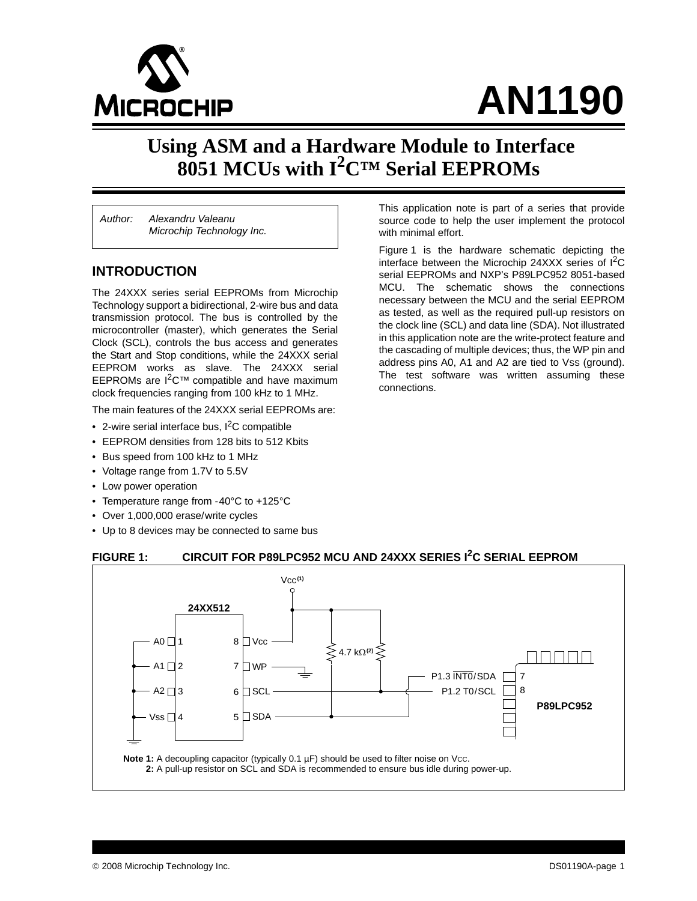# AN1190

# Using ASM and a Hardware Module to Interface 8051 MCUs with I2C™ Serial EEPROMs

Author: Alexandru Valeanu
Microchip Technology Inc.

## INTRODUCTION

The 24XXX series serial EEPROMs from Microchip Technology support a bidirectional, 2-wire bus and data transmission protocol. The bus is controlled by the microcontroller (master), which generates the Serial Clock (SCL), controls the bus access and generates the Start and Stop conditions, while the 24XXX serial EEPROM works as slave. The 24XXX serial EEPROMs are I$^2$C™ compatible and have maximum clock frequencies ranging from 100 kHz to 1 MHz.

The main features of the 24XXX serial EEPROMs are:

- 2-wire serial interface bus, I$^2$C compatible
- EEPROM densities from 128 bits to 512 Kbits
- Bus speed from 100 kHz to 1 MHz
- Voltage range from 1.7V to 5.5V
- Low power operation
- Temperature range from -40°C to +125°C
- Over 1,000,000 erase/write cycles
- Up to 8 devices may be connected to same bus

This application note is part of a series that provide source code to help the user implement the protocol with minimal effort.

Figure 1 is the hardware schematic depicting the interface between the Microchip 24XXX series of I$^2$C serial EEPROMs and NXP's P89LPC952 8051-based MCU. The schematic shows the connections necessary between the MCU and the serial EEPROM as tested, as well as the required pull-up resistors on the clock line (SCL) and data line (SDA). Not illustrated in this application note are the write-protect feature and the cascading of multiple devices; thus, the WP pin and address pins A0, A1 and A2 are tied to VSS (ground). The test software was written assuming these connections.

**FIGURE 1: CIRCUIT FOR P89LPC952 MCU AND 24XXX SERIES I$^2$C SERIAL EEPROM**

Vcc(1)

24XX512

A0 1 | 8 Vcc
A1 2 | 7 WP
A2 3 | 6 SCL
Vss 4 | 5 SDA

4.7 kΩ(2)

P1.3 INT0/SDA 7
P1.2 T0/SCL 8

P89LPC952

**Note 1:** A decoupling capacitor (typically 0.1 µF) should be used to filter noise on VCC.
**2:** A pull-up resistor on SCL and SDA is recommended to ensure bus idle during power-up.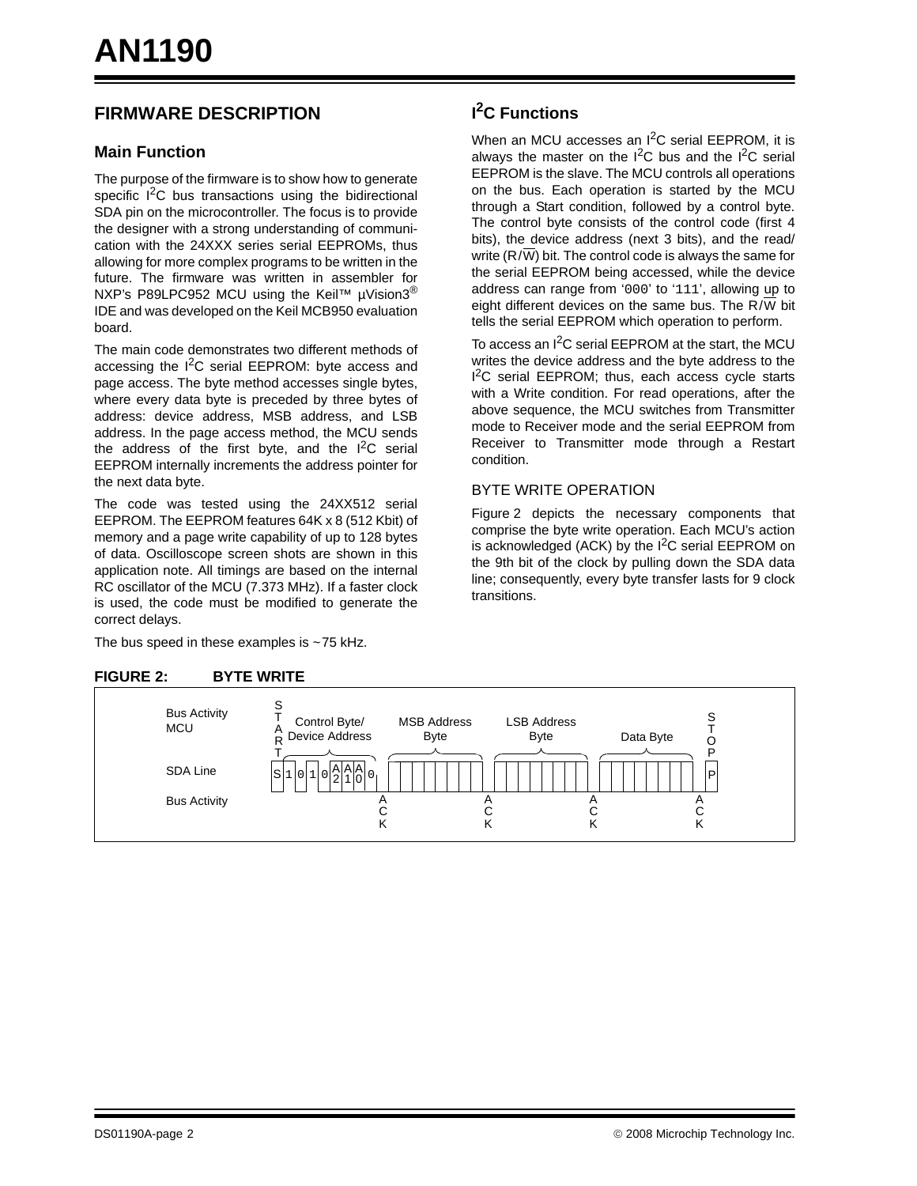## FIRMWARE DESCRIPTION

### Main Function

The purpose of the firmware is to show how to generate specific I$^2$C bus transactions using the bidirectional SDA pin on the microcontroller. The focus is to provide the designer with a strong understanding of communication with the 24XXX series serial EEPROMs, thus allowing for more complex programs to be written in the future. The firmware was written in assembler for NXP's P89LPC952 MCU using the Keil™ µVision3® IDE and was developed on the Keil MCB950 evaluation board.

The main code demonstrates two different methods of accessing the I$^2$C serial EEPROM: byte access and page access. The byte method accesses single bytes, where every data byte is preceded by three bytes of address: device address, MSB address, and LSB address. In the page access method, the MCU sends the address of the first byte, and the I$^2$C serial EEPROM internally increments the address pointer for the next data byte.

The code was tested using the 24XX512 serial EEPROM. The EEPROM features 64K x 8 (512 Kbit) of memory and a page write capability of up to 128 bytes of data. Oscilloscope screen shots are shown in this application note. All timings are based on the internal RC oscillator of the MCU (7.373 MHz). If a faster clock is used, the code must be modified to generate the correct delays.

The bus speed in these examples is ~75 kHz.

### I$^2$C Functions

When an MCU accesses an I$^2$C serial EEPROM, it is always the master on the I$^2$C bus and the I$^2$C serial EEPROM is the slave. The MCU controls all operations on the bus. Each operation is started by the MCU through a Start condition, followed by a control byte. The control byte consists of the control code (first 4 bits), the device address (next 3 bits), and the read/write (R/$\overline{\text{W}}$) bit. The control code is always the same for the serial EEPROM being accessed, while the device address can range from '000' to '111', allowing up to eight different devices on the same bus. The R/$\overline{\text{W}}$ bit tells the serial EEPROM which operation to perform.

To access an I$^2$C serial EEPROM at the start, the MCU writes the device address and the byte address to the I$^2$C serial EEPROM; thus, each access cycle starts with a Write condition. For read operations, after the above sequence, the MCU switches from Transmitter mode to Receiver mode and the serial EEPROM from Receiver to Transmitter mode through a Restart condition.

#### BYTE WRITE OPERATION

Figure 2 depicts the necessary components that comprise the byte write operation. Each MCU's action is acknowledged (ACK) by the I$^2$C serial EEPROM on the 9th bit of the clock by pulling down the SDA data line; consequently, every byte transfer lasts for 9 clock transitions.

**FIGURE 2: BYTE WRITE**

| Bus Activity MCU | START | Control Byte/ Device Address | | MSB Address Byte | | LSB Address Byte | | Data Byte | | STOP |
|---|---|---|---|---|---|---|---|---|---|---|
| SDA Line | S | 1 0 1 0 A2 A1 A0 0 | | | | | | | | P |
| Bus Activity | | | ACK | | ACK | | ACK | | ACK | |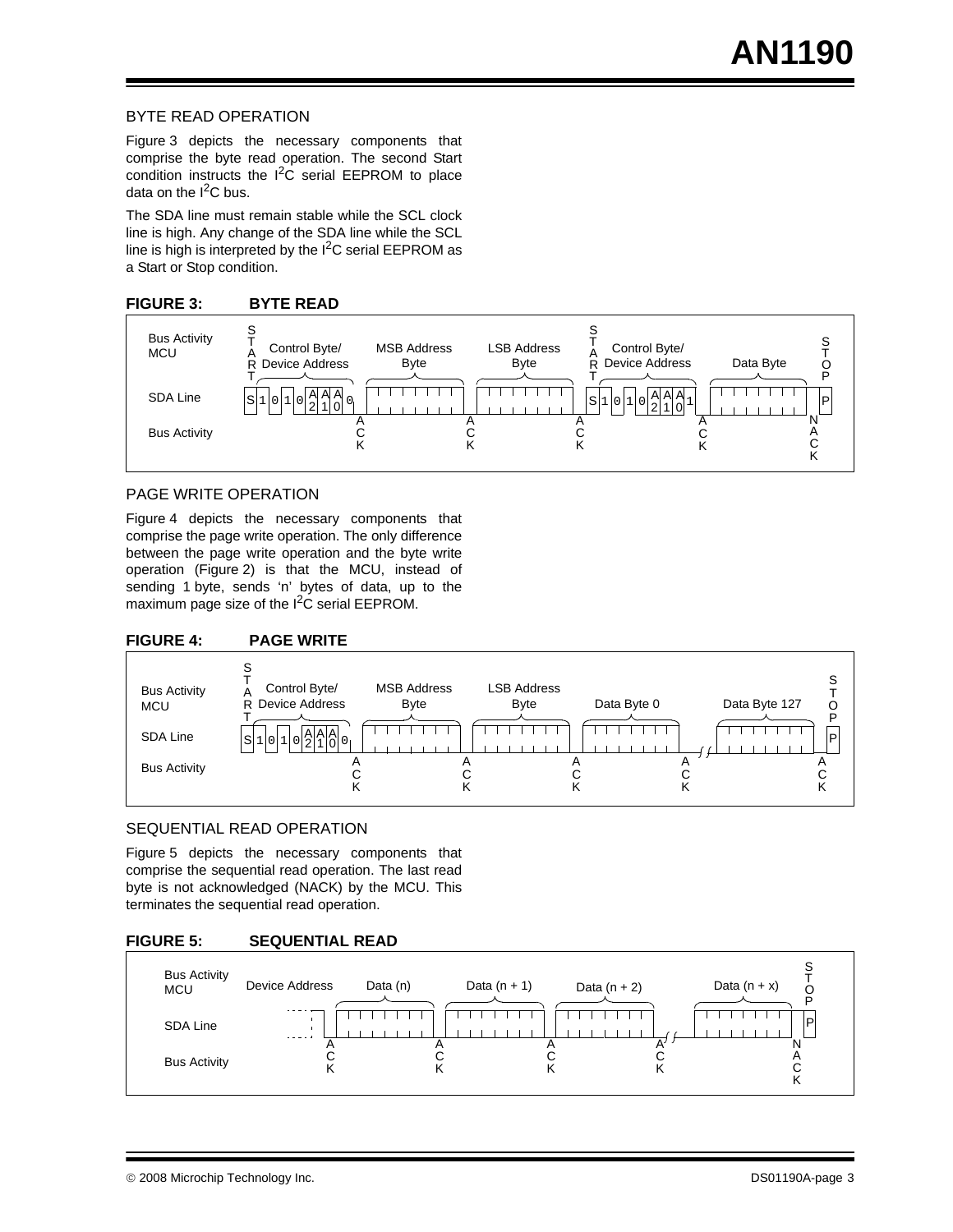## BYTE READ OPERATION

Figure 3 depicts the necessary components that comprise the byte read operation. The second Start condition instructs the $I^2C$ serial EEPROM to place data on the $I^2C$ bus.

The SDA line must remain stable while the SCL clock line is high. Any change of the SDA line while the SCL line is high is interpreted by the $I^2C$ serial EEPROM as a Start or Stop condition.

**FIGURE 3: BYTE READ**

Bus Activity MCU: START | Control Byte/ Device Address | MSB Address Byte | LSB Address Byte | START | Control Byte/ Device Address | Data Byte | STOP

SDA Line: S 1 0 1 0 A2 A1 A0 0 | ... | ... | S 1 0 1 0 A2 A1 A0 1 | ... | P

Bus Activity: ACK, ACK, ACK, ACK, NACK

## PAGE WRITE OPERATION

Figure 4 depicts the necessary components that comprise the page write operation. The only difference between the page write operation and the byte write operation (Figure 2) is that the MCU, instead of sending 1 byte, sends 'n' bytes of data, up to the maximum page size of the $I^2C$ serial EEPROM.

**FIGURE 4: PAGE WRITE**

Bus Activity MCU: START | Control Byte/ Device Address | MSB Address Byte | LSB Address Byte | Data Byte 0 | Data Byte 127 | STOP

SDA Line: S 1 0 1 0 A2 A1 A0 0 | ... | P

Bus Activity: ACK, ACK, ACK, ACK, ACK

## SEQUENTIAL READ OPERATION

Figure 5 depicts the necessary components that comprise the sequential read operation. The last read byte is not acknowledged (NACK) by the MCU. This terminates the sequential read operation.

**FIGURE 5: SEQUENTIAL READ**

Bus Activity MCU: Device Address | Data (n) | Data (n + 1) | Data (n + 2) | Data (n + x) | STOP

SDA Line: ... | P

Bus Activity: ACK, ACK, ACK, ACK, NACK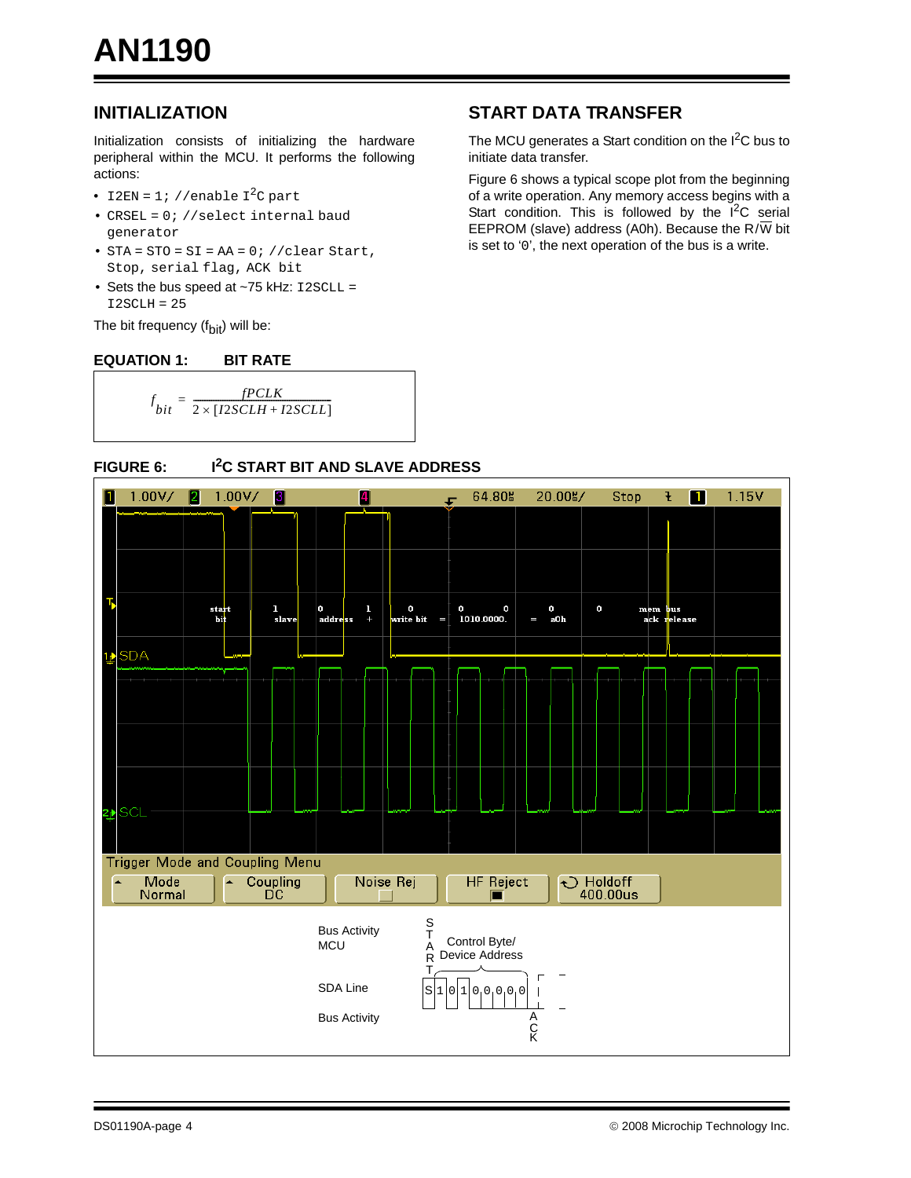## INITIALIZATION

Initialization consists of initializing the hardware peripheral within the MCU. It performs the following actions:

- `I2EN = 1; //enable I2C part`
- `CRSEL = 0; //select internal baud generator`
- `STA = STO = SI = AA = 0; //clear Start, Stop, serial flag, ACK bit`
- Sets the bus speed at ~75 kHz: `I2SCLL = I2SCLH = 25`

The bit frequency ($f_{bit}$) will be:

**EQUATION 1: BIT RATE**

$$f_{bit} = \frac{fPCLK}{2 \times [I2SCLH + I2SCLL]}$$

## START DATA TRANSFER

The MCU generates a Start condition on the I$^2$C bus to initiate data transfer.

Figure 6 shows a typical scope plot from the beginning of a write operation. Any memory access begins with a Start condition. This is followed by the I$^2$C serial EEPROM (slave) address (A0h). Because the R/$\overline{W}$ bit is set to '0', the next operation of the bus is a write.

**FIGURE 6: I$^2$C START BIT AND SLAVE ADDRESS**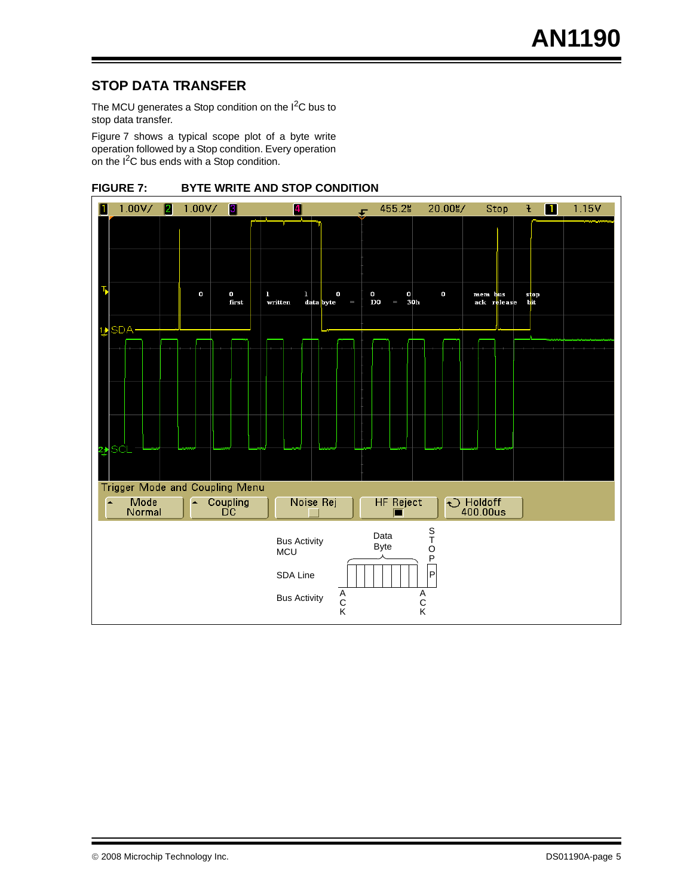## STOP DATA TRANSFER

The MCU generates a Stop condition on the $I^2C$ bus to stop data transfer.

Figure 7 shows a typical scope plot of a byte write operation followed by a Stop condition. Every operation on the $I^2C$ bus ends with a Stop condition.

**FIGURE 7: BYTE WRITE AND STOP CONDITION**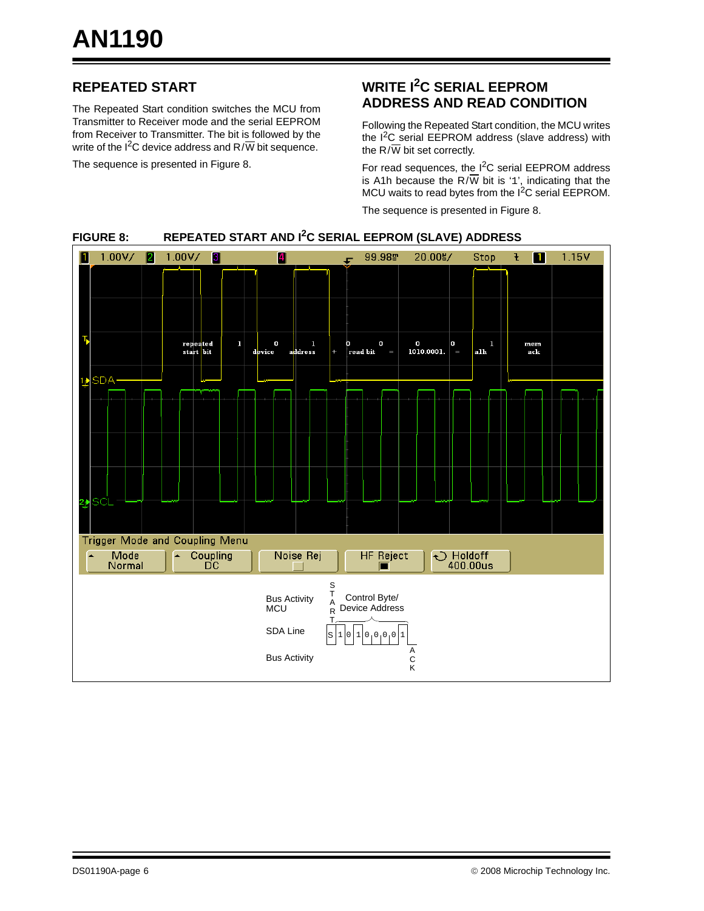## REPEATED START

The Repeated Start condition switches the MCU from Transmitter to Receiver mode and the serial EEPROM from Receiver to Transmitter. The bit is followed by the write of the I²C device address and R/$\overline{W}$ bit sequence.

The sequence is presented in Figure 8.

## WRITE I²C SERIAL EEPROM ADDRESS AND READ CONDITION

Following the Repeated Start condition, the MCU writes the I²C serial EEPROM address (slave address) with the R/$\overline{W}$ bit set correctly.

For read sequences, the I²C serial EEPROM address is A1h because the R/$\overline{W}$ bit is '1', indicating that the MCU waits to read bytes from the I²C serial EEPROM.

The sequence is presented in Figure 8.

**FIGURE 8: REPEATED START AND I²C SERIAL EEPROM (SLAVE) ADDRESS**

1 1.00V/ 2 1.00V/ 3 4 99.98µs 20.00µs/ Stop 1 1.15V

repeated start bit | 1 | 0 device | 1 address | + | 0 read bit | 0 | = | 0 1010.0001. | 0 | = | a1h | 1 | mem ack

SDA

SCL

Trigger Mode and Coupling Menu

Mode Normal | Coupling DC | Noise Rej | HF Reject | Holdoff 400.00us

Bus Activity MCU — START — Control Byte/ Device Address

SDA Line — S 1 0 1 0 0 0 0 1

Bus Activity — ACK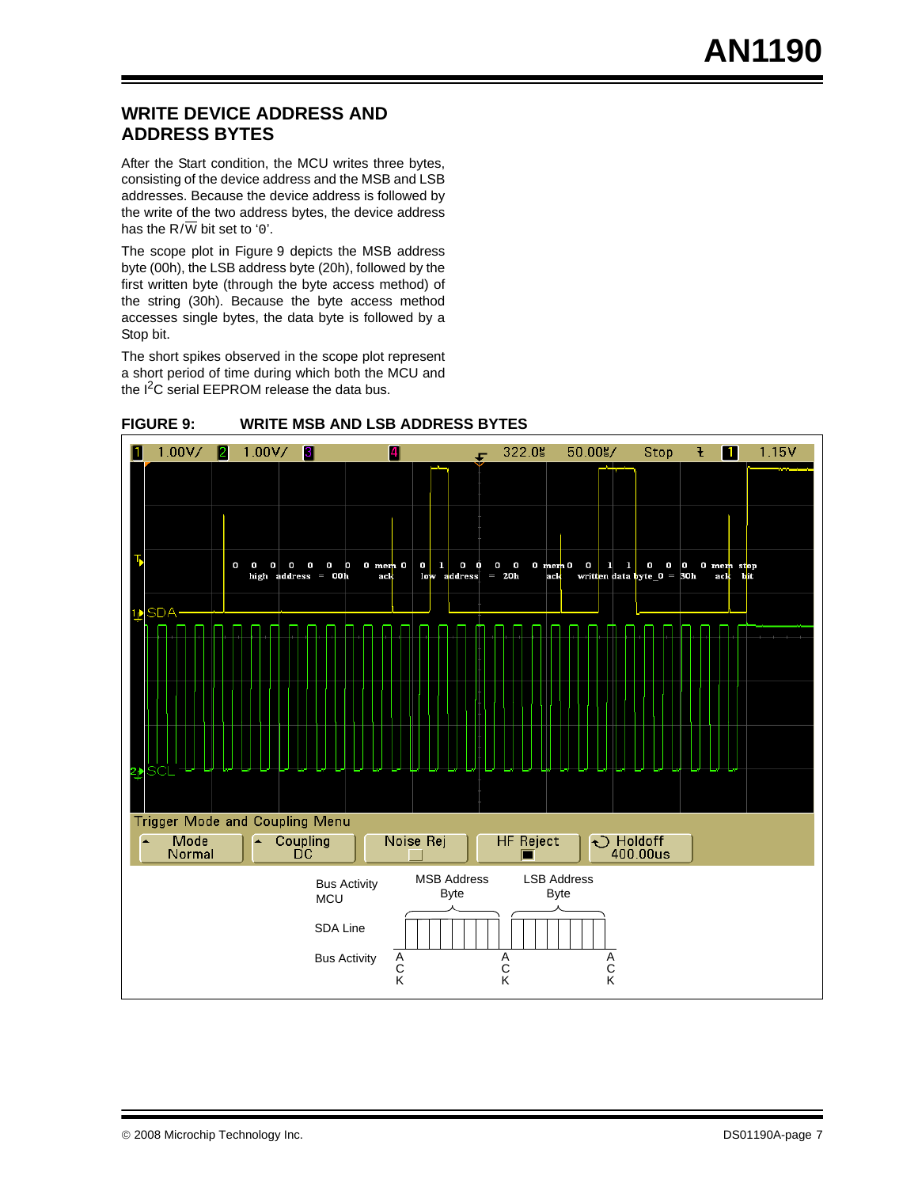## WRITE DEVICE ADDRESS AND ADDRESS BYTES

After the Start condition, the MCU writes three bytes, consisting of the device address and the MSB and LSB addresses. Because the device address is followed by the write of the two address bytes, the device address has the R/W bit set to '0'.

The scope plot in Figure 9 depicts the MSB address byte (00h), the LSB address byte (20h), followed by the first written byte (through the byte access method) of the string (30h). Because the byte access method accesses single bytes, the data byte is followed by a Stop bit.

The short spikes observed in the scope plot represent a short period of time during which both the MCU and the I[2]C serial EEPROM release the data bus.

**FIGURE 9: WRITE MSB AND LSB ADDRESS BYTES**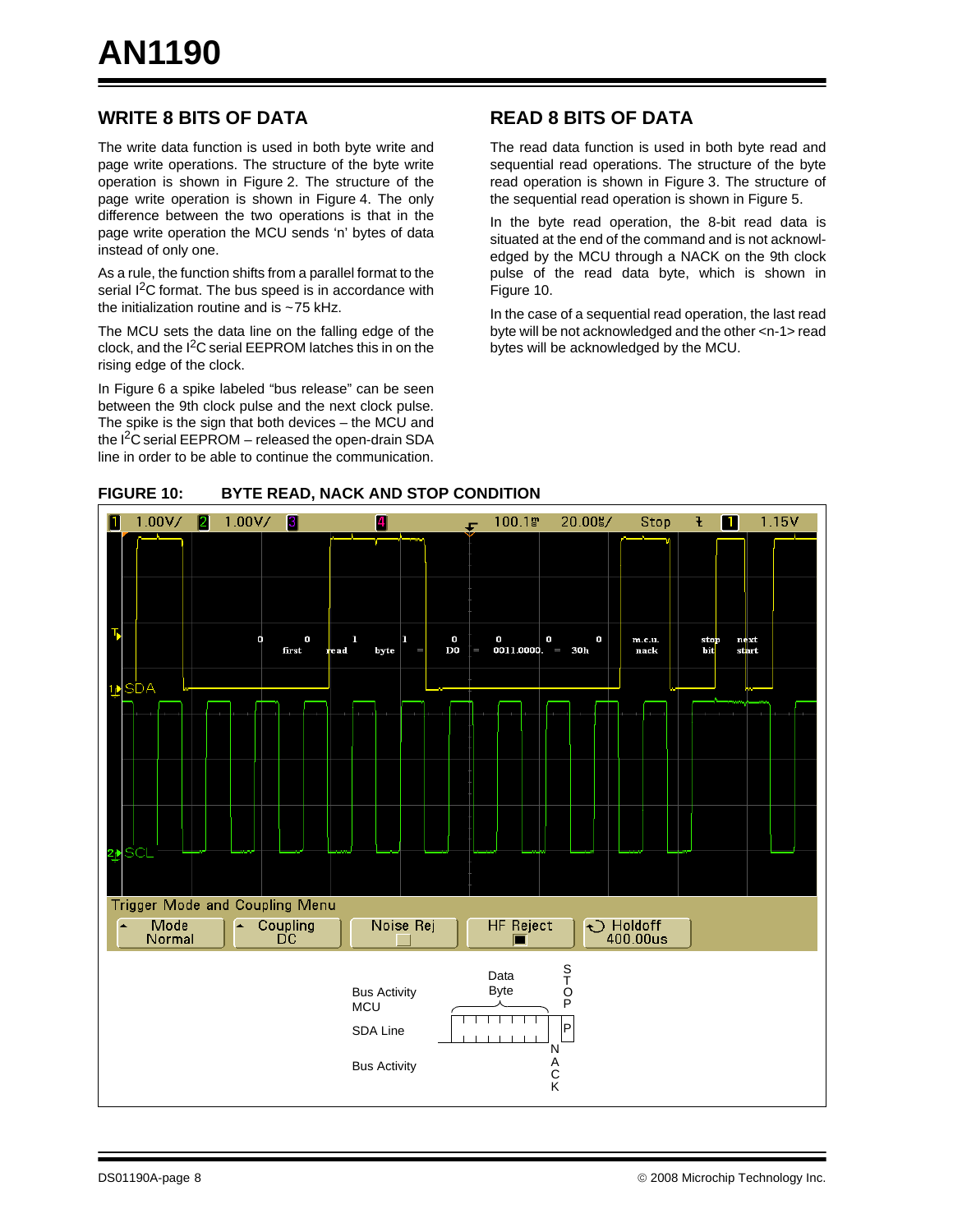## WRITE 8 BITS OF DATA

The write data function is used in both byte write and page write operations. The structure of the byte write operation is shown in Figure 2. The structure of the page write operation is shown in Figure 4. The only difference between the two operations is that in the page write operation the MCU sends 'n' bytes of data instead of only one.

As a rule, the function shifts from a parallel format to the serial I$^2$C format. The bus speed is in accordance with the initialization routine and is ~75 kHz.

The MCU sets the data line on the falling edge of the clock, and the I$^2$C serial EEPROM latches this in on the rising edge of the clock.

In Figure 6 a spike labeled "bus release" can be seen between the 9th clock pulse and the next clock pulse. The spike is the sign that both devices – the MCU and the I$^2$C serial EEPROM – released the open-drain SDA line in order to be able to continue the communication.

## READ 8 BITS OF DATA

The read data function is used in both byte read and sequential read operations. The structure of the byte read operation is shown in Figure 3. The structure of the sequential read operation is shown in Figure 5.

In the byte read operation, the 8-bit read data is situated at the end of the command and is not acknowledged by the MCU through a NACK on the 9th clock pulse of the read data byte, which is shown in Figure 10.

In the case of a sequential read operation, the last read byte will be not acknowledged and the other <n-1> read bytes will be acknowledged by the MCU.

**FIGURE 10: BYTE READ, NACK AND STOP CONDITION**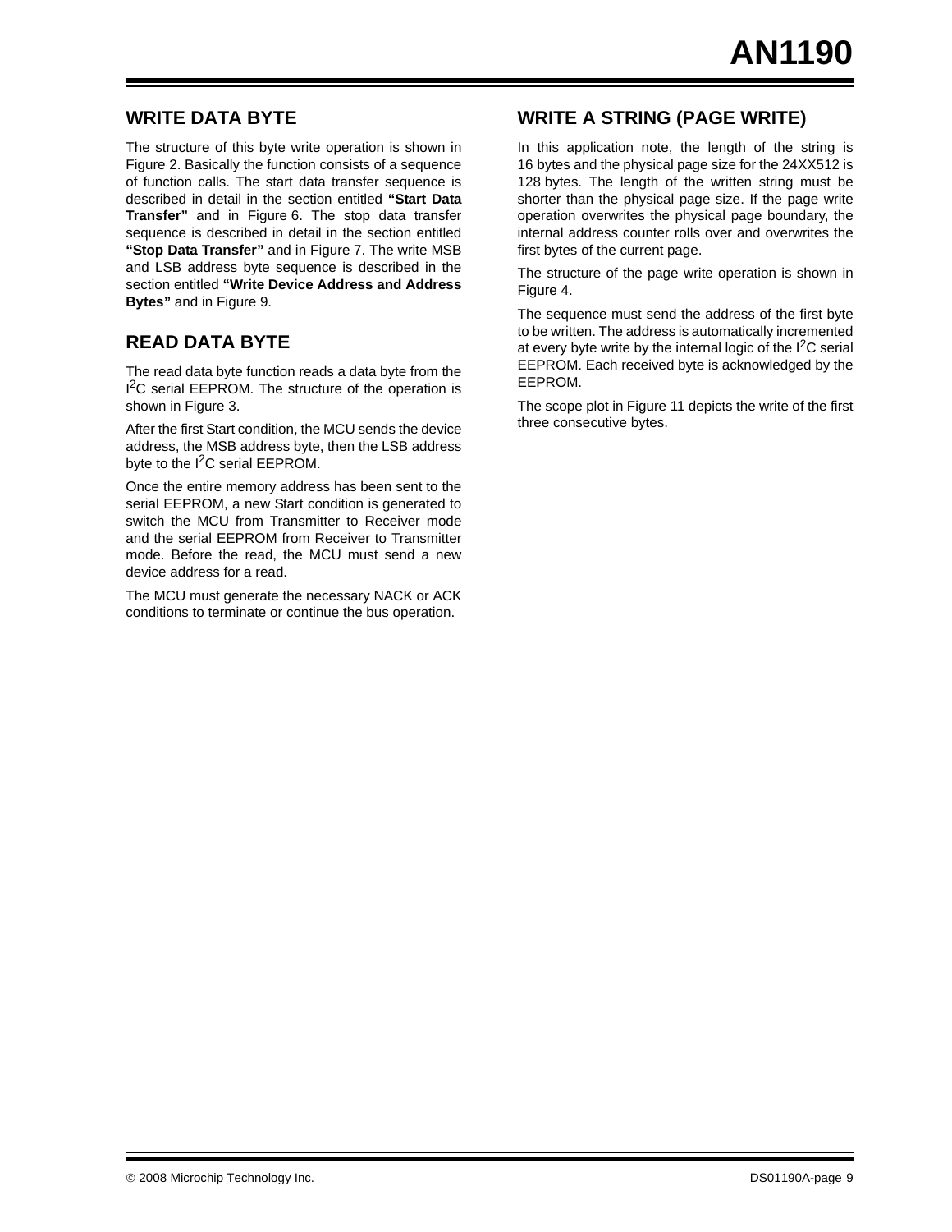## WRITE DATA BYTE

The structure of this byte write operation is shown in Figure 2. Basically the function consists of a sequence of function calls. The start data transfer sequence is described in detail in the section entitled **"Start Data Transfer"** and in Figure 6. The stop data transfer sequence is described in detail in the section entitled **"Stop Data Transfer"** and in Figure 7. The write MSB and LSB address byte sequence is described in the section entitled **"Write Device Address and Address Bytes"** and in Figure 9.

## READ DATA BYTE

The read data byte function reads a data byte from the $I^2C$ serial EEPROM. The structure of the operation is shown in Figure 3.

After the first Start condition, the MCU sends the device address, the MSB address byte, then the LSB address byte to the $I^2C$ serial EEPROM.

Once the entire memory address has been sent to the serial EEPROM, a new Start condition is generated to switch the MCU from Transmitter to Receiver mode and the serial EEPROM from Receiver to Transmitter mode. Before the read, the MCU must send a new device address for a read.

The MCU must generate the necessary NACK or ACK conditions to terminate or continue the bus operation.

## WRITE A STRING (PAGE WRITE)

In this application note, the length of the string is 16 bytes and the physical page size for the 24XX512 is 128 bytes. The length of the written string must be shorter than the physical page size. If the page write operation overwrites the physical page boundary, the internal address counter rolls over and overwrites the first bytes of the current page.

The structure of the page write operation is shown in Figure 4.

The sequence must send the address of the first byte to be written. The address is automatically incremented at every byte write by the internal logic of the $I^2C$ serial EEPROM. Each received byte is acknowledged by the EEPROM.

The scope plot in Figure 11 depicts the write of the first three consecutive bytes.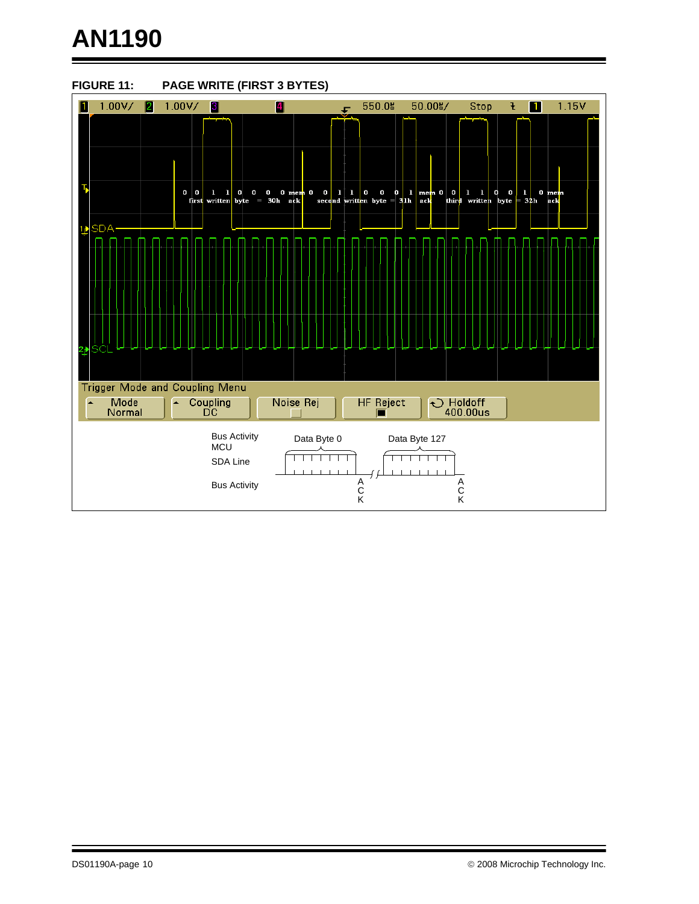**FIGURE 11: PAGE WRITE (FIRST 3 BYTES)**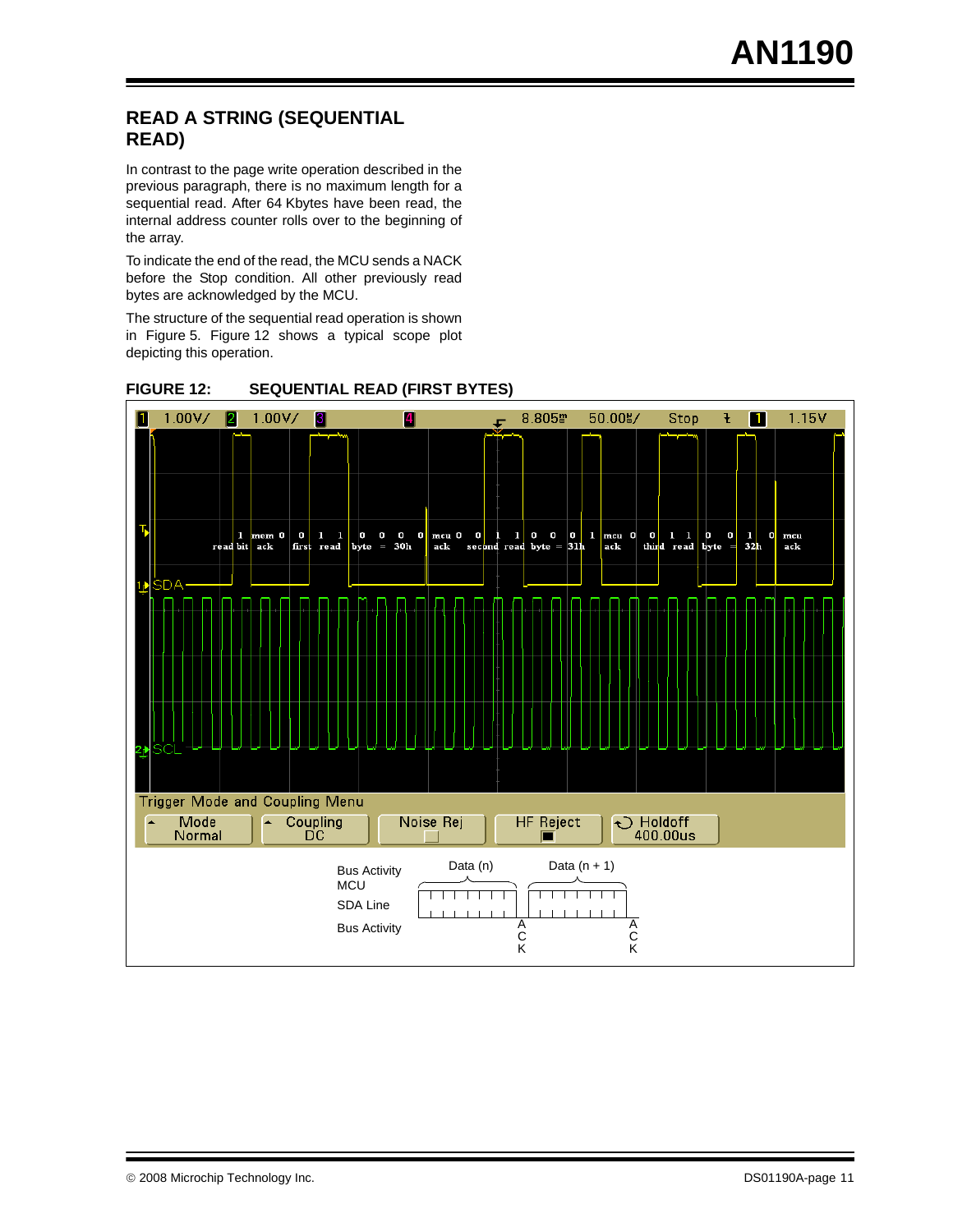## READ A STRING (SEQUENTIAL READ)

In contrast to the page write operation described in the previous paragraph, there is no maximum length for a sequential read. After 64 Kbytes have been read, the internal address counter rolls over to the beginning of the array.

To indicate the end of the read, the MCU sends a NACK before the Stop condition. All other previously read bytes are acknowledged by the MCU.

The structure of the sequential read operation is shown in Figure 5. Figure 12 shows a typical scope plot depicting this operation.

**FIGURE 12: SEQUENTIAL READ (FIRST BYTES)**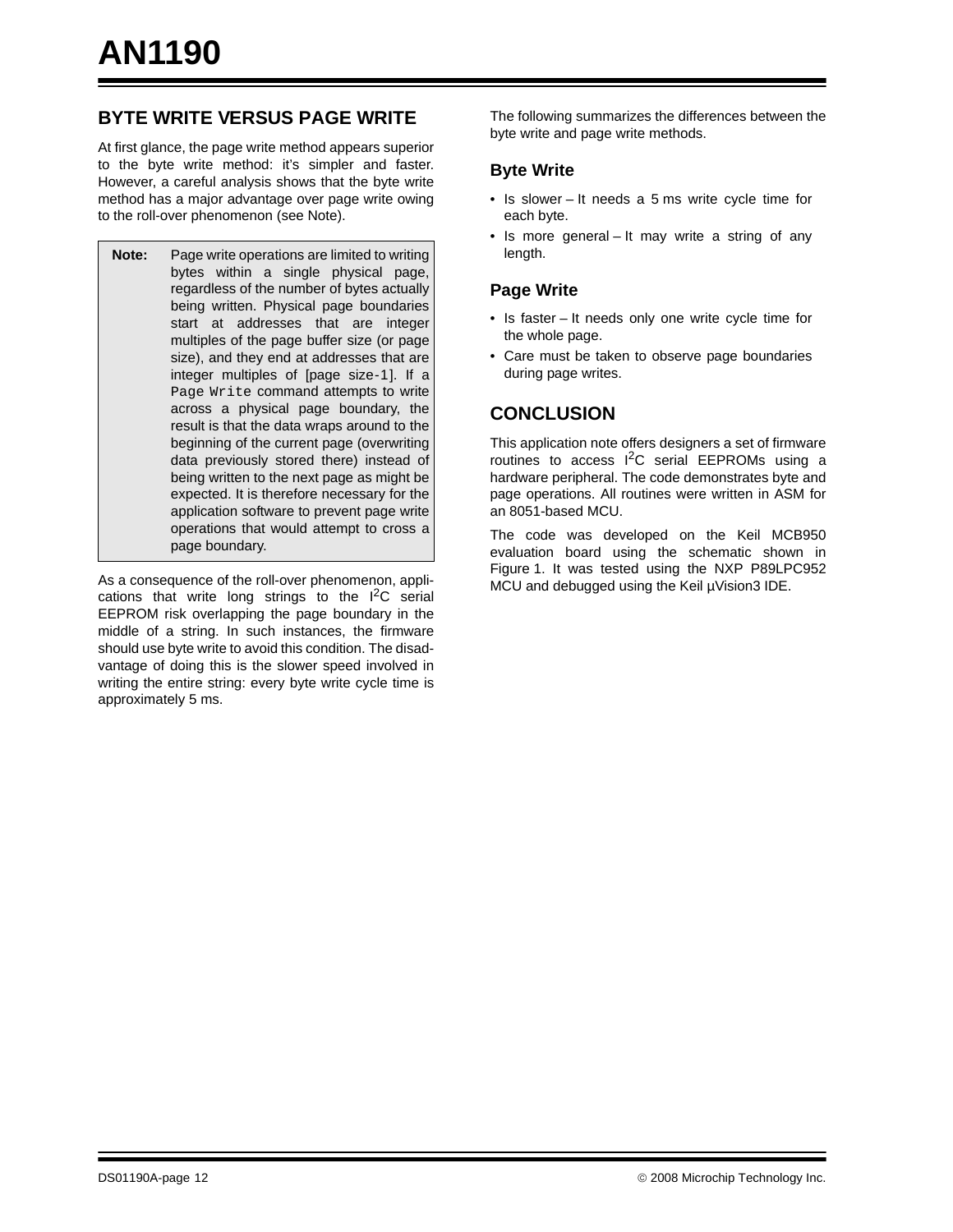## BYTE WRITE VERSUS PAGE WRITE

At first glance, the page write method appears superior to the byte write method: it's simpler and faster. However, a careful analysis shows that the byte write method has a major advantage over page write owing to the roll-over phenomenon (see Note).

> **Note:** Page write operations are limited to writing bytes within a single physical page, regardless of the number of bytes actually being written. Physical page boundaries start at addresses that are integer multiples of the page buffer size (or page size), and they end at addresses that are integer multiples of [page size-1]. If a `Page Write` command attempts to write across a physical page boundary, the result is that the data wraps around to the beginning of the current page (overwriting data previously stored there) instead of being written to the next page as might be expected. It is therefore necessary for the application software to prevent page write operations that would attempt to cross a page boundary.

As a consequence of the roll-over phenomenon, applications that write long strings to the $I^2C$ serial EEPROM risk overlapping the page boundary in the middle of a string. In such instances, the firmware should use byte write to avoid this condition. The disadvantage of doing this is the slower speed involved in writing the entire string: every byte write cycle time is approximately 5 ms.

The following summarizes the differences between the byte write and page write methods.

### Byte Write

- Is slower – It needs a 5 ms write cycle time for each byte.
- Is more general – It may write a string of any length.

### Page Write

- Is faster – It needs only one write cycle time for the whole page.
- Care must be taken to observe page boundaries during page writes.

## CONCLUSION

This application note offers designers a set of firmware routines to access $I^2C$ serial EEPROMs using a hardware peripheral. The code demonstrates byte and page operations. All routines were written in ASM for an 8051-based MCU.

The code was developed on the Keil MCB950 evaluation board using the schematic shown in Figure 1. It was tested using the NXP P89LPC952 MCU and debugged using the Keil µVision3 IDE.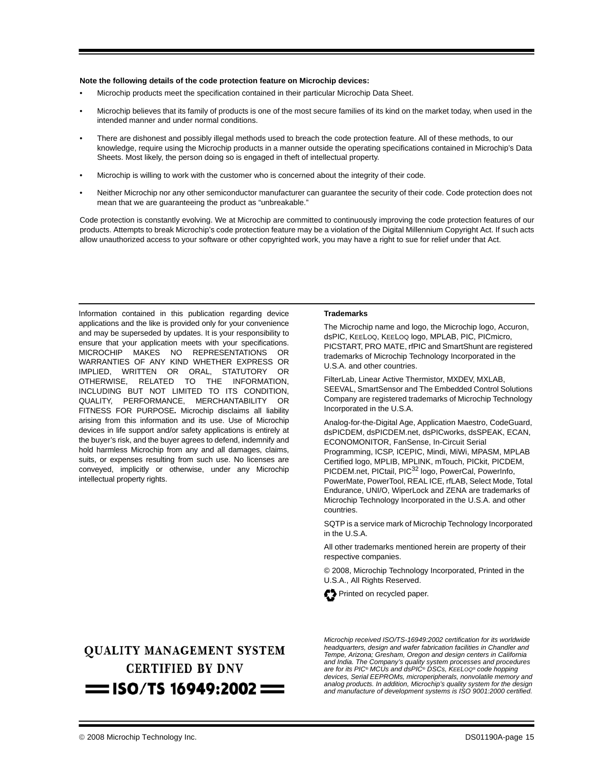**Note the following details of the code protection feature on Microchip devices:**

- Microchip products meet the specification contained in their particular Microchip Data Sheet.
- Microchip believes that its family of products is one of the most secure families of its kind on the market today, when used in the intended manner and under normal conditions.
- There are dishonest and possibly illegal methods used to breach the code protection feature. All of these methods, to our knowledge, require using the Microchip products in a manner outside the operating specifications contained in Microchip's Data Sheets. Most likely, the person doing so is engaged in theft of intellectual property.
- Microchip is willing to work with the customer who is concerned about the integrity of their code.
- Neither Microchip nor any other semiconductor manufacturer can guarantee the security of their code. Code protection does not mean that we are guaranteeing the product as "unbreakable."

Code protection is constantly evolving. We at Microchip are committed to continuously improving the code protection features of our products. Attempts to break Microchip's code protection feature may be a violation of the Digital Millennium Copyright Act. If such acts allow unauthorized access to your software or other copyrighted work, you may have a right to sue for relief under that Act.

Information contained in this publication regarding device applications and the like is provided only for your convenience and may be superseded by updates. It is your responsibility to ensure that your application meets with your specifications. MICROCHIP MAKES NO REPRESENTATIONS OR WARRANTIES OF ANY KIND WHETHER EXPRESS OR IMPLIED, WRITTEN OR ORAL, STATUTORY OR OTHERWISE, RELATED TO THE INFORMATION, INCLUDING BUT NOT LIMITED TO ITS CONDITION, QUALITY, PERFORMANCE, MERCHANTABILITY OR FITNESS FOR PURPOSE**.** Microchip disclaims all liability arising from this information and its use. Use of Microchip devices in life support and/or safety applications is entirely at the buyer's risk, and the buyer agrees to defend, indemnify and hold harmless Microchip from any and all damages, claims, suits, or expenses resulting from such use. No licenses are conveyed, implicitly or otherwise, under any Microchip intellectual property rights.

**Trademarks**

The Microchip name and logo, the Microchip logo, Accuron, dsPIC, KEELOQ, KEELOQ logo, MPLAB, PIC, PICmicro, PICSTART, PRO MATE, rfPIC and SmartShunt are registered trademarks of Microchip Technology Incorporated in the U.S.A. and other countries.

FilterLab, Linear Active Thermistor, MXDEV, MXLAB, SEEVAL, SmartSensor and The Embedded Control Solutions Company are registered trademarks of Microchip Technology Incorporated in the U.S.A.

Analog-for-the-Digital Age, Application Maestro, CodeGuard, dsPICDEM, dsPICDEM.net, dsPICworks, dsSPEAK, ECAN, ECONOMONITOR, FanSense, In-Circuit Serial Programming, ICSP, ICEPIC, Mindi, MiWi, MPASM, MPLAB Certified logo, MPLIB, MPLINK, mTouch, PICkit, PICDEM, PICDEM.net, PICtail, PIC[32] logo, PowerCal, PowerInfo, PowerMate, PowerTool, REAL ICE, rfLAB, Select Mode, Total Endurance, UNI/O, WiperLock and ZENA are trademarks of Microchip Technology Incorporated in the U.S.A. and other countries.

SQTP is a service mark of Microchip Technology Incorporated in the U.S.A.

All other trademarks mentioned herein are property of their respective companies.

© 2008, Microchip Technology Incorporated, Printed in the U.S.A., All Rights Reserved.

Printed on recycled paper.

**QUALITY MANAGEMENT SYSTEM CERTIFIED BY DNV**

**ISO/TS 16949:2002**

*Microchip received ISO/TS-16949:2002 certification for its worldwide headquarters, design and wafer fabrication facilities in Chandler and Tempe, Arizona; Gresham, Oregon and design centers in California and India. The Company's quality system processes and procedures are for its PIC® MCUs and dsPIC® DSCs, KEELOQ® code hopping devices, Serial EEPROMs, microperipherals, nonvolatile memory and analog products. In addition, Microchip's quality system for the design and manufacture of development systems is ISO 9001:2000 certified.*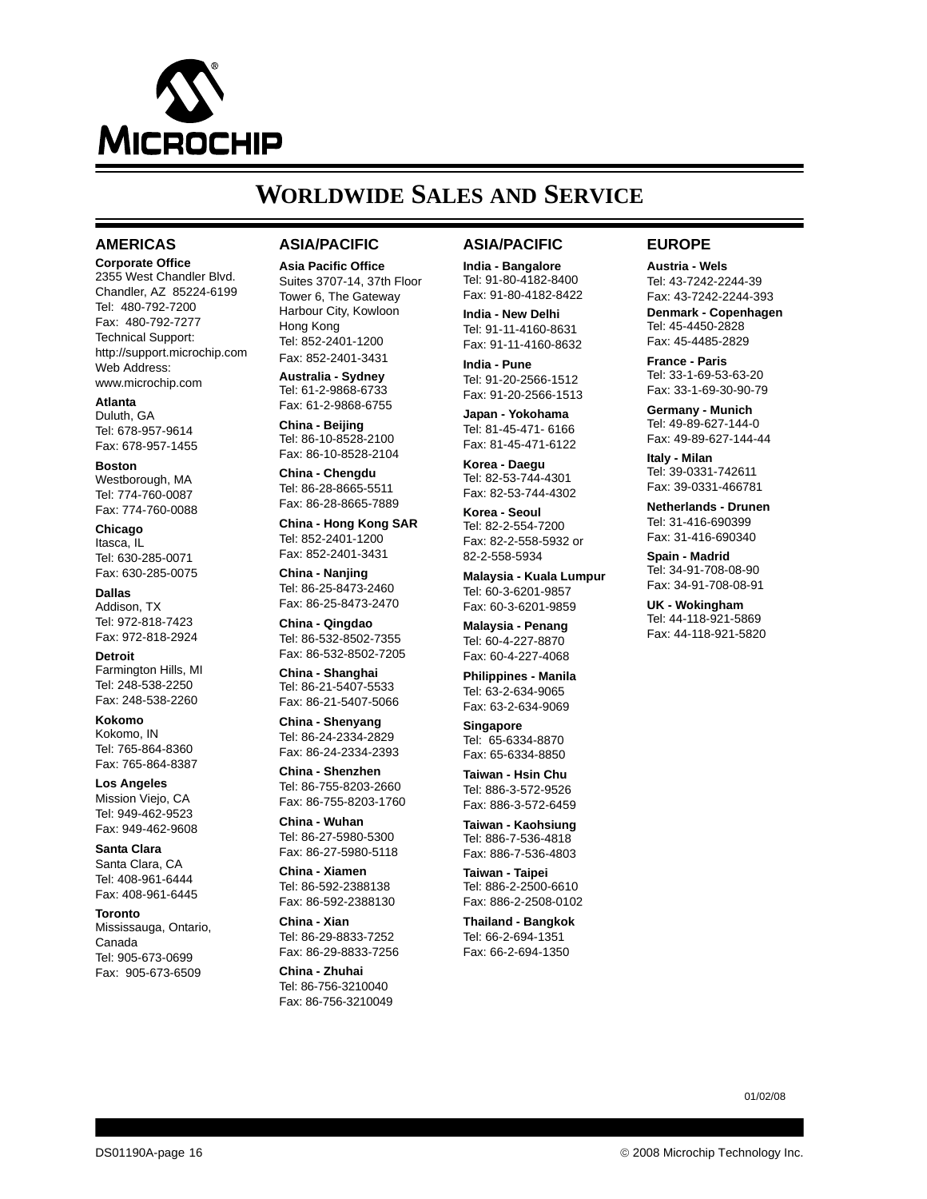# WORLDWIDE SALES AND SERVICE

## AMERICAS

**Corporate Office**
2355 West Chandler Blvd.
Chandler, AZ 85224-6199
Tel: 480-792-7200
Fax: 480-792-7277
Technical Support:
http://support.microchip.com
Web Address:
www.microchip.com

**Atlanta**
Duluth, GA
Tel: 678-957-9614
Fax: 678-957-1455

**Boston**
Westborough, MA
Tel: 774-760-0087
Fax: 774-760-0088

**Chicago**
Itasca, IL
Tel: 630-285-0071
Fax: 630-285-0075

**Dallas**
Addison, TX
Tel: 972-818-7423
Fax: 972-818-2924

**Detroit**
Farmington Hills, MI
Tel: 248-538-2250
Fax: 248-538-2260

**Kokomo**
Kokomo, IN
Tel: 765-864-8360
Fax: 765-864-8387

**Los Angeles**
Mission Viejo, CA
Tel: 949-462-9523
Fax: 949-462-9608

**Santa Clara**
Santa Clara, CA
Tel: 408-961-6444
Fax: 408-961-6445

**Toronto**
Mississauga, Ontario, Canada
Tel: 905-673-0699
Fax: 905-673-6509

## ASIA/PACIFIC

**Asia Pacific Office**
Suites 3707-14, 37th Floor
Tower 6, The Gateway
Harbour City, Kowloon
Hong Kong
Tel: 852-2401-1200
Fax: 852-2401-3431

**Australia - Sydney**
Tel: 61-2-9868-6733
Fax: 61-2-9868-6755

**China - Beijing**
Tel: 86-10-8528-2100
Fax: 86-10-8528-2104

**China - Chengdu**
Tel: 86-28-8665-5511
Fax: 86-28-8665-7889

**China - Hong Kong SAR**
Tel: 852-2401-1200
Fax: 852-2401-3431

**China - Nanjing**
Tel: 86-25-8473-2460
Fax: 86-25-8473-2470

**China - Qingdao**
Tel: 86-532-8502-7355
Fax: 86-532-8502-7205

**China - Shanghai**
Tel: 86-21-5407-5533
Fax: 86-21-5407-5066

**China - Shenyang**
Tel: 86-24-2334-2829
Fax: 86-24-2334-2393

**China - Shenzhen**
Tel: 86-755-8203-2660
Fax: 86-755-8203-1760

**China - Wuhan**
Tel: 86-27-5980-5300
Fax: 86-27-5980-5118

**China - Xiamen**
Tel: 86-592-2388138
Fax: 86-592-2388130

**China - Xian**
Tel: 86-29-8833-7252
Fax: 86-29-8833-7256

**China - Zhuhai**
Tel: 86-756-3210040
Fax: 86-756-3210049

## ASIA/PACIFIC

**India - Bangalore**
Tel: 91-80-4182-8400
Fax: 91-80-4182-8422

**India - New Delhi**
Tel: 91-11-4160-8631
Fax: 91-11-4160-8632

**India - Pune**
Tel: 91-20-2566-1512
Fax: 91-20-2566-1513

**Japan - Yokohama**
Tel: 81-45-471- 6166
Fax: 81-45-471-6122

**Korea - Daegu**
Tel: 82-53-744-4301
Fax: 82-53-744-4302

**Korea - Seoul**
Tel: 82-2-554-7200
Fax: 82-2-558-5932 or 82-2-558-5934

**Malaysia - Kuala Lumpur**
Tel: 60-3-6201-9857
Fax: 60-3-6201-9859

**Malaysia - Penang**
Tel: 60-4-227-8870
Fax: 60-4-227-4068

**Philippines - Manila**
Tel: 63-2-634-9065
Fax: 63-2-634-9069

**Singapore**
Tel: 65-6334-8870
Fax: 65-6334-8850

**Taiwan - Hsin Chu**
Tel: 886-3-572-9526
Fax: 886-3-572-6459

**Taiwan - Kaohsiung**
Tel: 886-7-536-4818
Fax: 886-7-536-4803

**Taiwan - Taipei**
Tel: 886-2-2500-6610
Fax: 886-2-2508-0102

**Thailand - Bangkok**
Tel: 66-2-694-1351
Fax: 66-2-694-1350

## EUROPE

**Austria - Wels**
Tel: 43-7242-2244-39
Fax: 43-7242-2244-393

**Denmark - Copenhagen**
Tel: 45-4450-2828
Fax: 45-4485-2829

**France - Paris**
Tel: 33-1-69-53-63-20
Fax: 33-1-69-30-90-79

**Germany - Munich**
Tel: 49-89-627-144-0
Fax: 49-89-627-144-44

**Italy - Milan**
Tel: 39-0331-742611
Fax: 39-0331-466781

**Netherlands - Drunen**
Tel: 31-416-690399
Fax: 31-416-690340

**Spain - Madrid**
Tel: 34-91-708-08-90
Fax: 34-91-708-08-91

**UK - Wokingham**
Tel: 44-118-921-5869
Fax: 44-118-921-5820

01/02/08